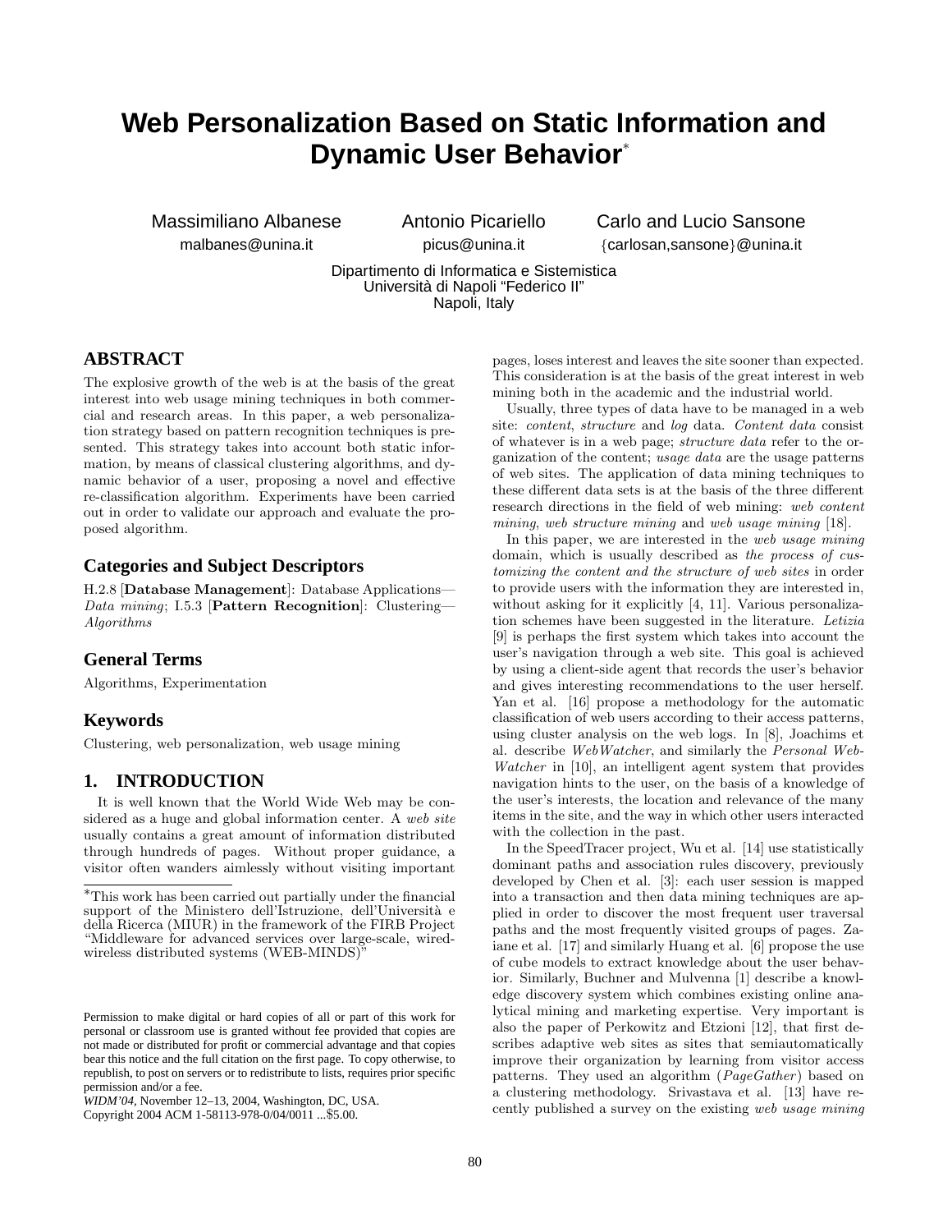# Web Personalization Based on Static Information and Dynamic User Behavior*

Massimiliano Albanese
malbanes@unina.it

Antonio Picariello
picus@unina.it

Carlo and Lucio Sansone
{carlosan,sansone}@unina.it

Dipartimento di Informatica e Sistemistica
Università di Napoli "Federico II"
Napoli, Italy

## ABSTRACT

The explosive growth of the web is at the basis of the great interest into web usage mining techniques in both commercial and research areas. In this paper, a web personalization strategy based on pattern recognition techniques is presented. This strategy takes into account both static information, by means of classical clustering algorithms, and dynamic behavior of a user, proposing a novel and effective re-classification algorithm. Experiments have been carried out in order to validate our approach and evaluate the proposed algorithm.

## Categories and Subject Descriptors

H.2.8 [**Database Management**]: Database Applications—*Data mining*; I.5.3 [**Pattern Recognition**]: Clustering—*Algorithms*

## General Terms

Algorithms, Experimentation

## Keywords

Clustering, web personalization, web usage mining

## 1. INTRODUCTION

It is well known that the World Wide Web may be considered as a huge and global information center. A *web site* usually contains a great amount of information distributed through hundreds of pages. Without proper guidance, a visitor often wanders aimlessly without visiting important pages, loses interest and leaves the site sooner than expected. This consideration is at the basis of the great interest in web mining both in the academic and the industrial world.

Usually, three types of data have to be managed in a web site: *content*, *structure* and *log* data. *Content data* consist of whatever is in a web page; *structure data* refer to the organization of the content; *usage data* are the usage patterns of web sites. The application of data mining techniques to these different data sets is at the basis of the three different research directions in the field of web mining: *web content mining*, *web structure mining* and *web usage mining* [18].

In this paper, we are interested in the *web usage mining* domain, which is usually described as *the process of customizing the content and the structure of web sites* in order to provide users with the information they are interested in, without asking for it explicitly [4, 11]. Various personalization schemes have been suggested in the literature. *Letizia* [9] is perhaps the first system which takes into account the user's navigation through a web site. This goal is achieved by using a client-side agent that records the user's behavior and gives interesting recommendations to the user herself. Yan et al. [16] propose a methodology for the automatic classification of web users according to their access patterns, using cluster analysis on the web logs. In [8], Joachims et al. describe *WebWatcher*, and similarly the *Personal WebWatcher* in [10], an intelligent agent system that provides navigation hints to the user, on the basis of a knowledge of the user's interests, the location and relevance of the many items in the site, and the way in which other users interacted with the collection in the past.

In the SpeedTracer project, Wu et al. [14] use statistically dominant paths and association rules discovery, previously developed by Chen et al. [3]: each user session is mapped into a transaction and then data mining techniques are applied in order to discover the most frequent user traversal paths and the most frequently visited groups of pages. Zaiane et al. [17] and similarly Huang et al. [6] propose the use of cube models to extract knowledge about the user behavior. Similarly, Buchner and Mulvenna [1] describe a knowledge discovery system which combines existing online analytical mining and marketing expertise. Very important is also the paper of Perkowitz and Etzioni [12], that first describes adaptive web sites as sites that semiautomatically improve their organization by learning from visitor access patterns. They used an algorithm (*PageGather*) based on a clustering methodology. Srivastava et al. [13] have recently published a survey on the existing *web usage mining*

*This work has been carried out partially under the financial support of the Ministero dell'Istruzione, dell'Università e della Ricerca (MIUR) in the framework of the FIRB Project "Middleware for advanced services over large-scale, wired-wireless distributed systems (WEB-MINDS)"

Permission to make digital or hard copies of all or part of this work for personal or classroom use is granted without fee provided that copies are not made or distributed for profit or commercial advantage and that copies bear this notice and the full citation on the first page. To copy otherwise, to republish, to post on servers or to redistribute to lists, requires prior specific permission and/or a fee.
*WIDM'04*, November 12–13, 2004, Washington, DC, USA.
Copyright 2004 ACM 1-58113-978-0/04/0011 ...$5.00.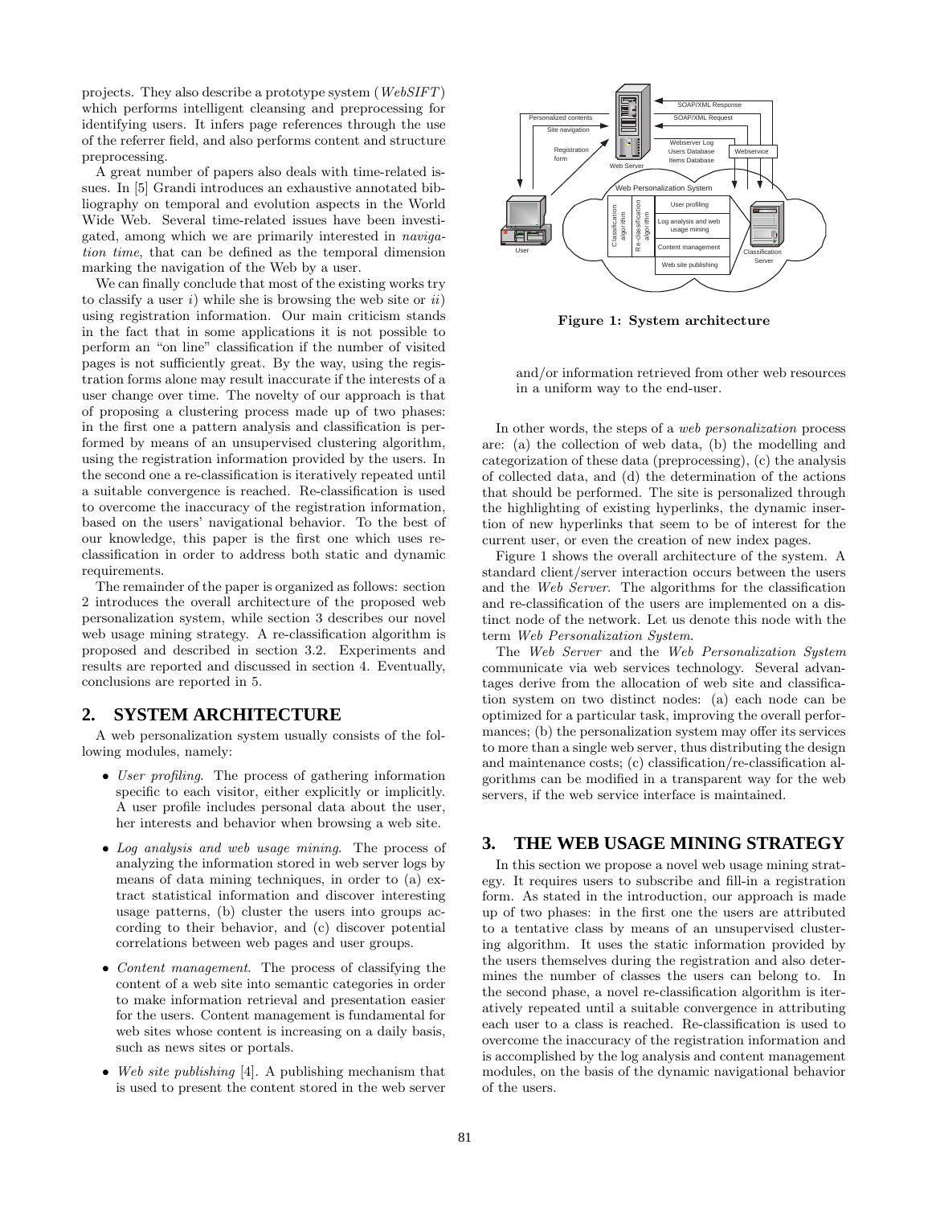projects. They also describe a prototype system (*WebSIFT*) which performs intelligent cleansing and preprocessing for identifying users. It infers page references through the use of the referrer field, and also performs content and structure preprocessing.

A great number of papers also deals with time-related issues. In [5] Grandi introduces an exhaustive annotated bibliography on temporal and evolution aspects in the World Wide Web. Several time-related issues have been investigated, among which we are primarily interested in *navigation time*, that can be defined as the temporal dimension marking the navigation of the Web by a user.

We can finally conclude that most of the existing works try to classify a user *i*) while she is browsing the web site or *ii*) using registration information. Our main criticism stands in the fact that in some applications it is not possible to perform an "on line" classification if the number of visited pages is not sufficiently great. By the way, using the registration forms alone may result inaccurate if the interests of a user change over time. The novelty of our approach is that of proposing a clustering process made up of two phases: in the first one a pattern analysis and classification is performed by means of an unsupervised clustering algorithm, using the registration information provided by the users. In the second one a re-classification is iteratively repeated until a suitable convergence is reached. Re-classification is used to overcome the inaccuracy of the registration information, based on the users' navigational behavior. To the best of our knowledge, this paper is the first one which uses re-classification in order to address both static and dynamic requirements.

The remainder of the paper is organized as follows: section 2 introduces the overall architecture of the proposed web personalization system, while section 3 describes our novel web usage mining strategy. A re-classification algorithm is proposed and described in section 3.2. Experiments and results are reported and discussed in section 4. Eventually, conclusions are reported in 5.

## 2. SYSTEM ARCHITECTURE

A web personalization system usually consists of the following modules, namely:

- *User profiling*. The process of gathering information specific to each visitor, either explicitly or implicitly. A user profile includes personal data about the user, her interests and behavior when browsing a web site.
- *Log analysis and web usage mining*. The process of analyzing the information stored in web server logs by means of data mining techniques, in order to (a) extract statistical information and discover interesting usage patterns, (b) cluster the users into groups according to their behavior, and (c) discover potential correlations between web pages and user groups.
- *Content management*. The process of classifying the content of a web site into semantic categories in order to make information retrieval and presentation easier for the users. Content management is fundamental for web sites whose content is increasing on a daily basis, such as news sites or portals.
- *Web site publishing* [4]. A publishing mechanism that is used to present the content stored in the web server and/or information retrieved from other web resources in a uniform way to the end-user.

SOAP/XML Response
SOAP/XML Request
Personalized contents
Site navigation
Registration form
Web Server
Webserver Log
Users Database
Items Database
Webservice
Web Personalization System
Classification algorithm
Re-classification algorithm
User profiling
Log analysis and web usage mining
Content management
Web site publishing
User
Classification Server

**Figure 1: System architecture**

In other words, the steps of a *web personalization* process are: (a) the collection of web data, (b) the modelling and categorization of these data (preprocessing), (c) the analysis of collected data, and (d) the determination of the actions that should be performed. The site is personalized through the highlighting of existing hyperlinks, the dynamic insertion of new hyperlinks that seem to be of interest for the current user, or even the creation of new index pages.

Figure 1 shows the overall architecture of the system. A standard client/server interaction occurs between the users and the *Web Server*. The algorithms for the classification and re-classification of the users are implemented on a distinct node of the network. Let us denote this node with the term *Web Personalization System*.

The *Web Server* and the *Web Personalization System* communicate via web services technology. Several advantages derive from the allocation of web site and classification system on two distinct nodes: (a) each node can be optimized for a particular task, improving the overall performances; (b) the personalization system may offer its services to more than a single web server, thus distributing the design and maintenance costs; (c) classification/re-classification algorithms can be modified in a transparent way for the web servers, if the web service interface is maintained.

## 3. THE WEB USAGE MINING STRATEGY

In this section we propose a novel web usage mining strategy. It requires users to subscribe and fill-in a registration form. As stated in the introduction, our approach is made up of two phases: in the first one the users are attributed to a tentative class by means of an unsupervised clustering algorithm. It uses the static information provided by the users themselves during the registration and also determines the number of classes the users can belong to. In the second phase, a novel re-classification algorithm is iteratively repeated until a suitable convergence in attributing each user to a class is reached. Re-classification is used to overcome the inaccuracy of the registration information and is accomplished by the log analysis and content management modules, on the basis of the dynamic navigational behavior of the users.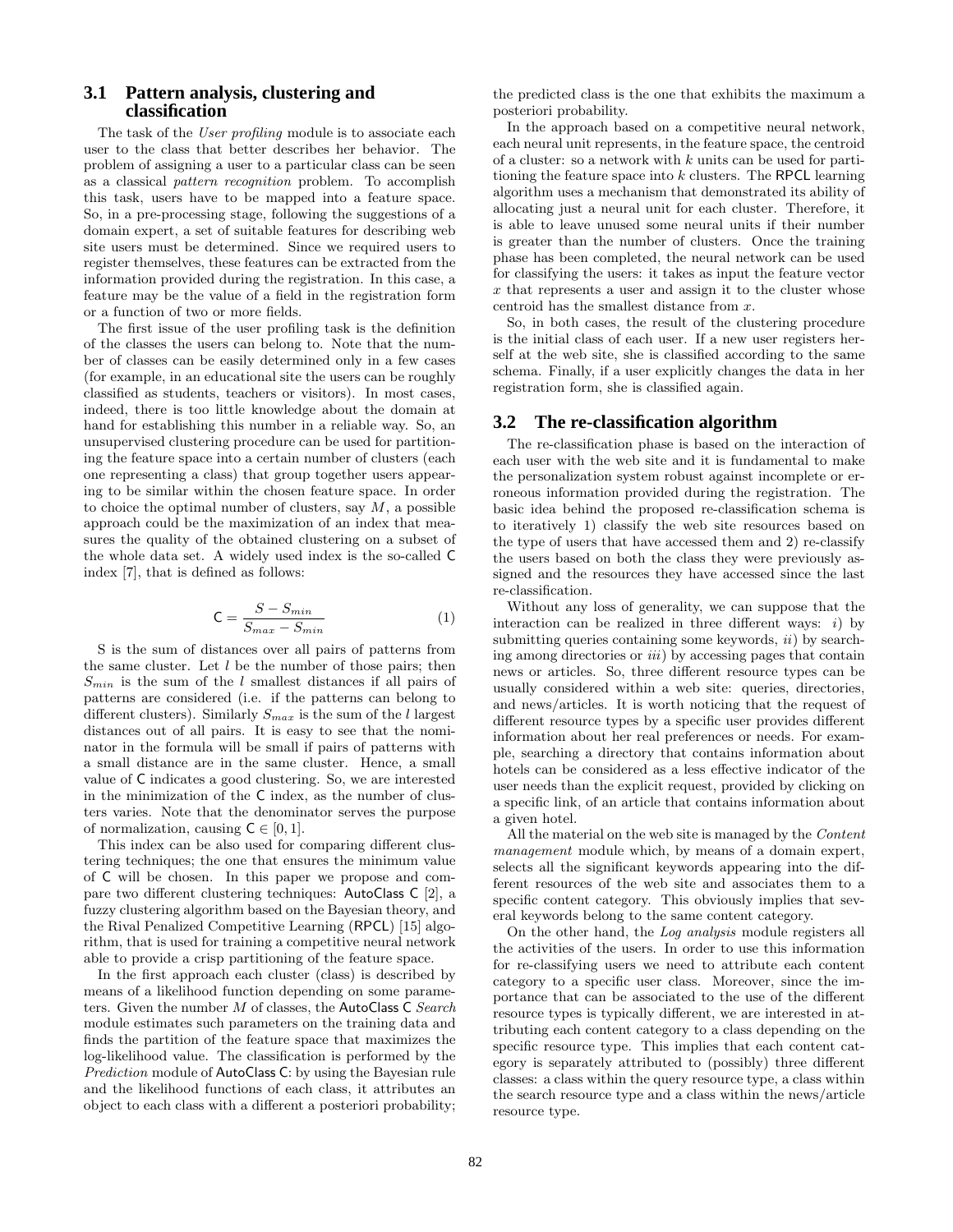### 3.1 Pattern analysis, clustering and classification

The task of the *User profiling* module is to associate each user to the class that better describes her behavior. The problem of assigning a user to a particular class can be seen as a classical *pattern recognition* problem. To accomplish this task, users have to be mapped into a feature space. So, in a pre-processing stage, following the suggestions of a domain expert, a set of suitable features for describing web site users must be determined. Since we required users to register themselves, these features can be extracted from the information provided during the registration. In this case, a feature may be the value of a field in the registration form or a function of two or more fields.

The first issue of the user profiling task is the definition of the classes the users can belong to. Note that the number of classes can be easily determined only in a few cases (for example, in an educational site the users can be roughly classified as students, teachers or visitors). In most cases, indeed, there is too little knowledge about the domain at hand for establishing this number in a reliable way. So, an unsupervised clustering procedure can be used for partitioning the feature space into a certain number of clusters (each one representing a class) that group together users appearing to be similar within the chosen feature space. In order to choice the optimal number of clusters, say $M$, a possible approach could be the maximization of an index that measures the quality of the obtained clustering on a subset of the whole data set. A widely used index is the so-called C index [7], that is defined as follows:

$$\mathsf{C} = \frac{S - S_{min}}{S_{max} - S_{min}} \tag{1}$$

S is the sum of distances over all pairs of patterns from the same cluster. Let $l$ be the number of those pairs; then $S_{min}$ is the sum of the $l$ smallest distances if all pairs of patterns are considered (i.e. if the patterns can belong to different clusters). Similarly $S_{max}$ is the sum of the $l$ largest distances out of all pairs. It is easy to see that the nominator in the formula will be small if pairs of patterns with a small distance are in the same cluster. Hence, a small value of C indicates a good clustering. So, we are interested in the minimization of the C index, as the number of clusters varies. Note that the denominator serves the purpose of normalization, causing $\mathsf{C} \in [0, 1]$.

This index can be also used for comparing different clustering techniques; the one that ensures the minimum value of C will be chosen. In this paper we propose and compare two different clustering techniques: AutoClass C [2], a fuzzy clustering algorithm based on the Bayesian theory, and the Rival Penalized Competitive Learning (RPCL) [15] algorithm, that is used for training a competitive neural network able to provide a crisp partitioning of the feature space.

In the first approach each cluster (class) is described by means of a likelihood function depending on some parameters. Given the number $M$ of classes, the AutoClass C *Search* module estimates such parameters on the training data and finds the partition of the feature space that maximizes the log-likelihood value. The classification is performed by the *Prediction* module of AutoClass C: by using the Bayesian rule and the likelihood functions of each class, it attributes an object to each class with a different a posteriori probability; the predicted class is the one that exhibits the maximum a posteriori probability.

In the approach based on a competitive neural network, each neural unit represents, in the feature space, the centroid of a cluster: so a network with $k$ units can be used for partitioning the feature space into $k$ clusters. The RPCL learning algorithm uses a mechanism that demonstrated its ability of allocating just a neural unit for each cluster. Therefore, it is able to leave unused some neural units if their number is greater than the number of clusters. Once the training phase has been completed, the neural network can be used for classifying the users: it takes as input the feature vector $x$ that represents a user and assign it to the cluster whose centroid has the smallest distance from $x$.

So, in both cases, the result of the clustering procedure is the initial class of each user. If a new user registers herself at the web site, she is classified according to the same schema. Finally, if a user explicitly changes the data in her registration form, she is classified again.

### 3.2 The re-classification algorithm

The re-classification phase is based on the interaction of each user with the web site and it is fundamental to make the personalization system robust against incomplete or erroneous information provided during the registration. The basic idea behind the proposed re-classification schema is to iteratively 1) classify the web site resources based on the type of users that have accessed them and 2) re-classify the users based on both the class they were previously assigned and the resources they have accessed since the last re-classification.

Without any loss of generality, we can suppose that the interaction can be realized in three different ways: *i*) by submitting queries containing some keywords, *ii*) by searching among directories or *iii*) by accessing pages that contain news or articles. So, three different resource types can be usually considered within a web site: queries, directories, and news/articles. It is worth noticing that the request of different resource types by a specific user provides different information about her real preferences or needs. For example, searching a directory that contains information about hotels can be considered as a less effective indicator of the user needs than the explicit request, provided by clicking on a specific link, of an article that contains information about a given hotel.

All the material on the web site is managed by the *Content management* module which, by means of a domain expert, selects all the significant keywords appearing into the different resources of the web site and associates them to a specific content category. This obviously implies that several keywords belong to the same content category.

On the other hand, the *Log analysis* module registers all the activities of the users. In order to use this information for re-classifying users we need to attribute each content category to a specific user class. Moreover, since the importance that can be associated to the use of the different resource types is typically different, we are interested in attributing each content category to a class depending on the specific resource type. This implies that each content category is separately attributed to (possibly) three different classes: a class within the query resource type, a class within the search resource type and a class within the news/article resource type.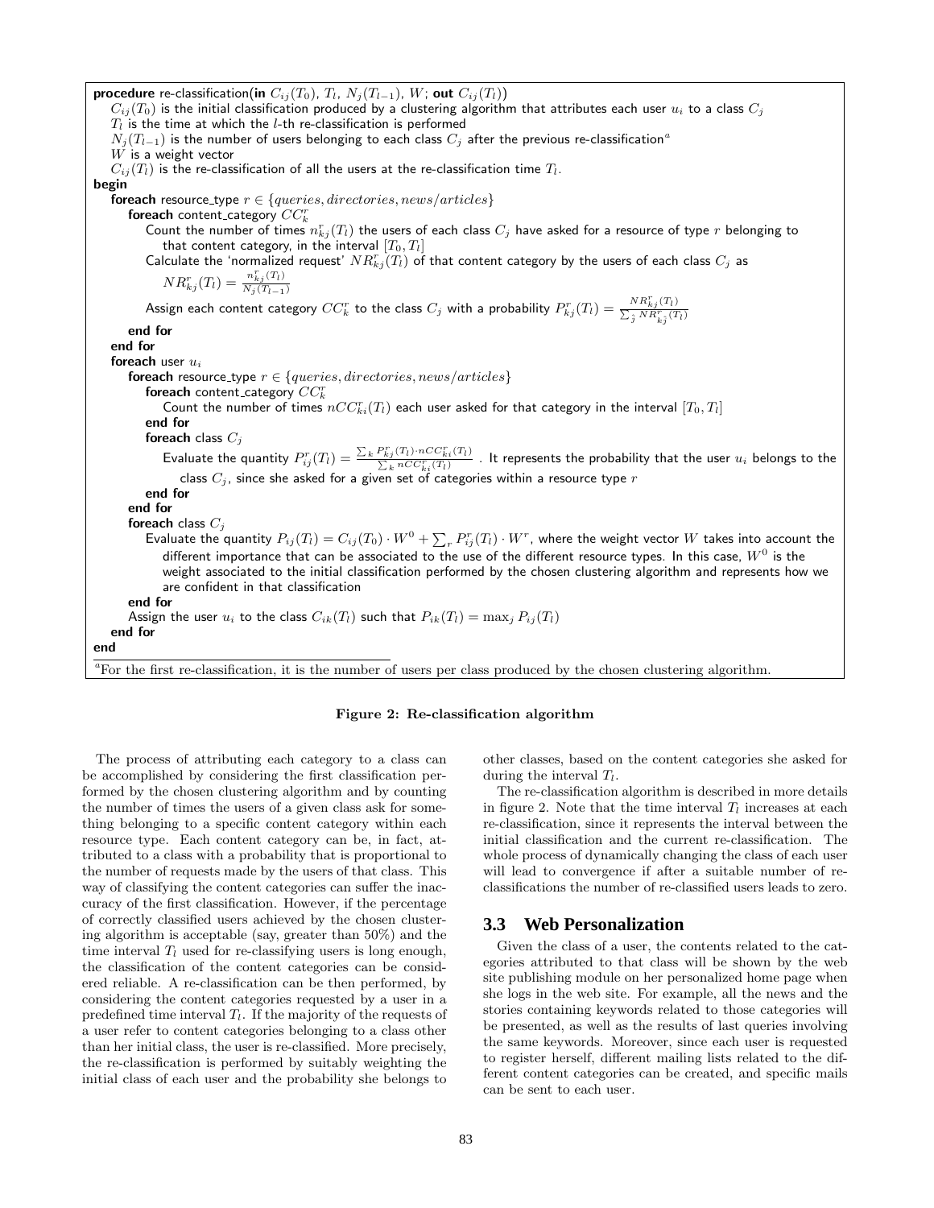```
procedure re-classification(in C_ij(T_0), T_l, N_j(T_{l-1}), W; out C_ij(T_l))
  C_ij(T_0) is the initial classification produced by a clustering algorithm that attributes each user u_i to a class C_j
  T_l is the time at which the l-th re-classification is performed
  N_j(T_{l-1}) is the number of users belonging to each class C_j after the previous re-classification[a]
  W is a weight vector
  C_ij(T_l) is the re-classification of all the users at the re-classification time T_l.
begin
  foreach resource_type r ∈ {queries, directories, news/articles}
    foreach content_category CC_k^r
      Count the number of times n_kj^r(T_l) the users of each class C_j have asked for a resource of type r belonging to
        that content category, in the interval [T_0, T_l]
      Calculate the 'normalized request' NR_kj^r(T_l) of that content category by the users of each class C_j as
        NR_kj^r(T_l) = n_kj^r(T_l) / N_j(T_{l-1})
      Assign each content category CC_k^r to the class C_j with a probability P_kj^r(T_l) = NR_kj^r(T_l) / Σ_j NR_kj^r(T_l)
    end for
  end for
  foreach user u_i
    foreach resource_type r ∈ {queries, directories, news/articles}
      foreach content_category CC_k^r
        Count the number of times nCC_ki^r(T_l) each user asked for that category in the interval [T_0, T_l]
      end for
      foreach class C_j
        Evaluate the quantity P_ij^r(T_l) = Σ_k P_kj^r(T_l) · nCC_ki^r(T_l) / Σ_k nCC_ki^r(T_l) . It represents the probability that the user u_i belongs to the
          class C_j, since she asked for a given set of categories within a resource type r
      end for
    end for
    foreach class C_j
      Evaluate the quantity P_ij(T_l) = C_ij(T_0) · W^0 + Σ_r P_ij^r(T_l) · W^r, where the weight vector W takes into account the
        different importance that can be associated to the use of the different resource types. In this case, W^0 is the
        weight associated to the initial classification performed by the chosen clustering algorithm and represents how we
        are confident in that classification
    end for
    Assign the user u_i to the class C_ik(T_l) such that P_ik(T_l) = max_j P_ij(T_l)
  end for
end
```

[a] For the first re-classification, it is the number of users per class produced by the chosen clustering algorithm.

**Figure 2: Re-classification algorithm**

The process of attributing each category to a class can be accomplished by considering the first classification performed by the chosen clustering algorithm and by counting the number of times the users of a given class ask for something belonging to a specific content category within each resource type. Each content category can be, in fact, attributed to a class with a probability that is proportional to the number of requests made by the users of that class. This way of classifying the content categories can suffer the inaccuracy of the first classification. However, if the percentage of correctly classified users achieved by the chosen clustering algorithm is acceptable (say, greater than 50%) and the time interval $T_l$ used for re-classifying users is long enough, the classification of the content categories can be considered reliable. A re-classification can be then performed, by considering the content categories requested by a user in a predefined time interval $T_l$. If the majority of the requests of a user refer to content categories belonging to a class other than her initial class, the user is re-classified. More precisely, the re-classification is performed by suitably weighting the initial class of each user and the probability she belongs to other classes, based on the content categories she asked for during the interval $T_l$.

The re-classification algorithm is described in more details in figure 2. Note that the time interval $T_l$ increases at each re-classification, since it represents the interval between the initial classification and the current re-classification. The whole process of dynamically changing the class of each user will lead to convergence if after a suitable number of re-classifications the number of re-classified users leads to zero.

## 3.3 Web Personalization

Given the class of a user, the contents related to the categories attributed to that class will be shown by the web site publishing module on her personalized home page when she logs in the web site. For example, all the news and the stories containing keywords related to those categories will be presented, as well as the results of last queries involving the same keywords. Moreover, since each user is requested to register herself, different mailing lists related to the different content categories can be created, and specific mails can be sent to each user.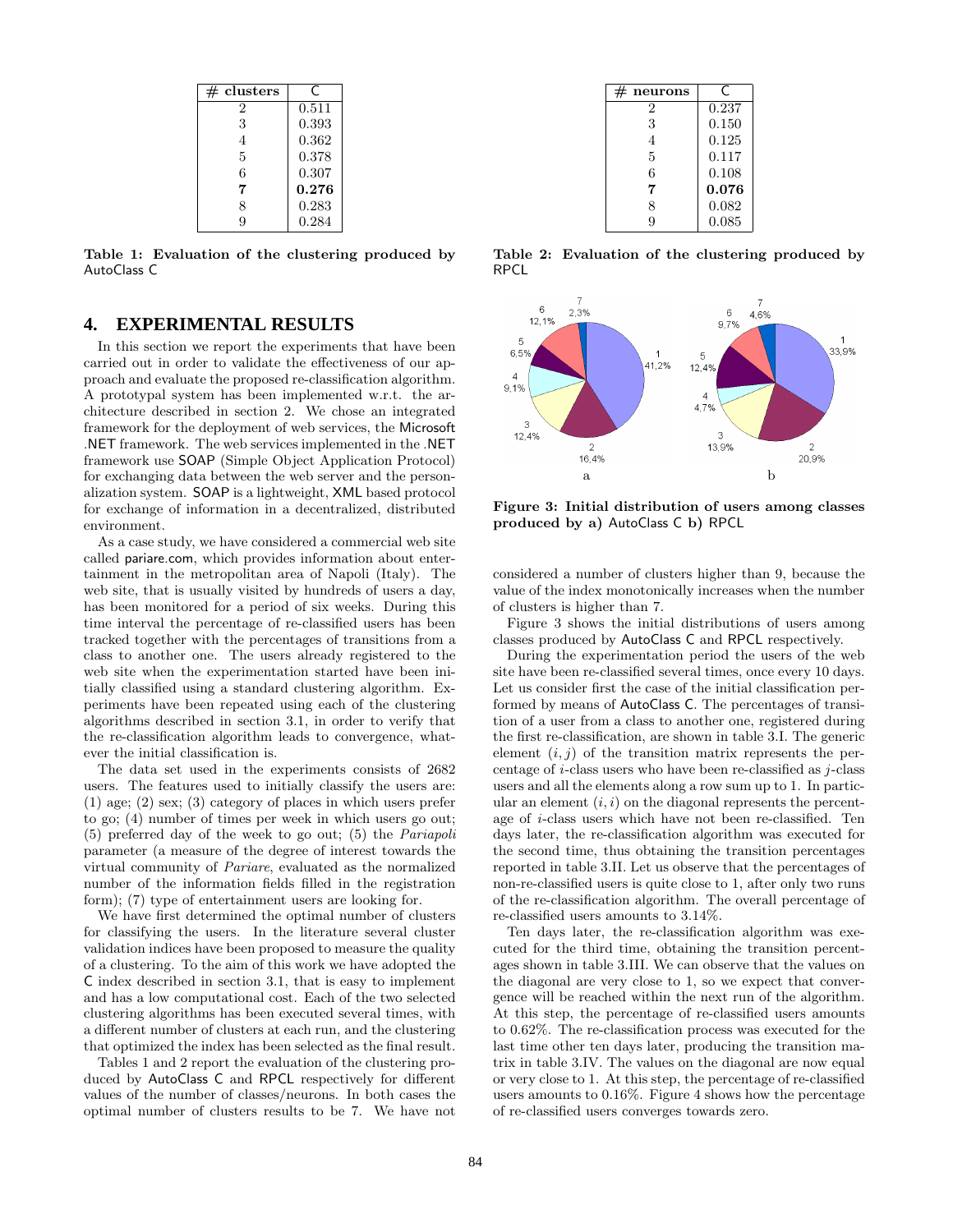| # clusters | C |
|---|---|
| 2 | 0.511 |
| 3 | 0.393 |
| 4 | 0.362 |
| 5 | 0.378 |
| 6 | 0.307 |
| **7** | **0.276** |
| 8 | 0.283 |
| 9 | 0.284 |

**Table 1: Evaluation of the clustering produced by** AutoClass C

| # neurons | C |
|---|---|
| 2 | 0.237 |
| 3 | 0.150 |
| 4 | 0.125 |
| 5 | 0.117 |
| 6 | 0.108 |
| **7** | **0.076** |
| 8 | 0.082 |
| 9 | 0.085 |

**Table 2: Evaluation of the clustering produced by** RPCL

## 4. EXPERIMENTAL RESULTS

In this section we report the experiments that have been carried out in order to validate the effectiveness of our approach and evaluate the proposed re-classification algorithm. A prototypal system has been implemented w.r.t. the architecture described in section 2. We chose an integrated framework for the deployment of web services, the Microsoft .NET framework. The web services implemented in the .NET framework use SOAP (Simple Object Application Protocol) for exchanging data between the web server and the personalization system. SOAP is a lightweight, XML based protocol for exchange of information in a decentralized, distributed environment.

As a case study, we have considered a commercial web site called pariare.com, which provides information about entertainment in the metropolitan area of Napoli (Italy). The web site, that is usually visited by hundreds of users a day, has been monitored for a period of six weeks. During this time interval the percentage of re-classified users has been tracked together with the percentages of transitions from a class to another one. The users already registered to the web site when the experimentation started have been initially classified using a standard clustering algorithm. Experiments have been repeated using each of the clustering algorithms described in section 3.1, in order to verify that the re-classification algorithm leads to convergence, whatever the initial classification is.

The data set used in the experiments consists of 2682 users. The features used to initially classify the users are: (1) age; (2) sex; (3) category of places in which users prefer to go; (4) number of times per week in which users go out; (5) preferred day of the week to go out; (5) the *Pariapoli* parameter (a measure of the degree of interest towards the virtual community of *Pariare*, evaluated as the normalized number of the information fields filled in the registration form); (7) type of entertainment users are looking for.

We have first determined the optimal number of clusters for classifying the users. In the literature several cluster validation indices have been proposed to measure the quality of a clustering. To the aim of this work we have adopted the C index described in section 3.1, that is easy to implement and has a low computational cost. Each of the two selected clustering algorithms has been executed several times, with a different number of clusters at each run, and the clustering that optimized the index has been selected as the final result.

Tables 1 and 2 report the evaluation of the clustering produced by AutoClass C and RPCL respectively for different values of the number of classes/neurons. In both cases the optimal number of clusters results to be 7. We have not considered a number of clusters higher than 9, because the value of the index monotonically increases when the number of clusters is higher than 7.

a
1 41,2%
2 16,4%
3 12,4%
4 9,1%
5 6,5%
6 12,1%
7 2,3%

b
1 33,9%
2 20,9%
3 13,9%
4 4,7%
5 12,4%
6 9,7%
7 4,6%

**Figure 3: Initial distribution of users among classes produced by a)** AutoClass C **b)** RPCL

Figure 3 shows the initial distributions of users among classes produced by AutoClass C and RPCL respectively.

During the experimentation period the users of the web site have been re-classified several times, once every 10 days. Let us consider first the case of the initial classification performed by means of AutoClass C. The percentages of transition of a user from a class to another one, registered during the first re-classification, are shown in table 3.I. The generic element $(i, j)$ of the transition matrix represents the percentage of $i$-class users who have been re-classified as $j$-class users and all the elements along a row sum up to 1. In particular an element $(i, i)$ on the diagonal represents the percentage of $i$-class users which have not been re-classified. Ten days later, the re-classification algorithm was executed for the second time, thus obtaining the transition percentages reported in table 3.II. Let us observe that the percentages of non-re-classified users is quite close to 1, after only two runs of the re-classification algorithm. The overall percentage of re-classified users amounts to 3.14%.

Ten days later, the re-classification algorithm was executed for the third time, obtaining the transition percentages shown in table 3.III. We can observe that the values on the diagonal are very close to 1, so we expect that convergence will be reached within the next run of the algorithm. At this step, the percentage of re-classified users amounts to 0.62%. The re-classification process was executed for the last time other ten days later, producing the transition matrix in table 3.IV. The values on the diagonal are now equal or very close to 1. At this step, the percentage of re-classified users amounts to 0.16%. Figure 4 shows how the percentage of re-classified users converges towards zero.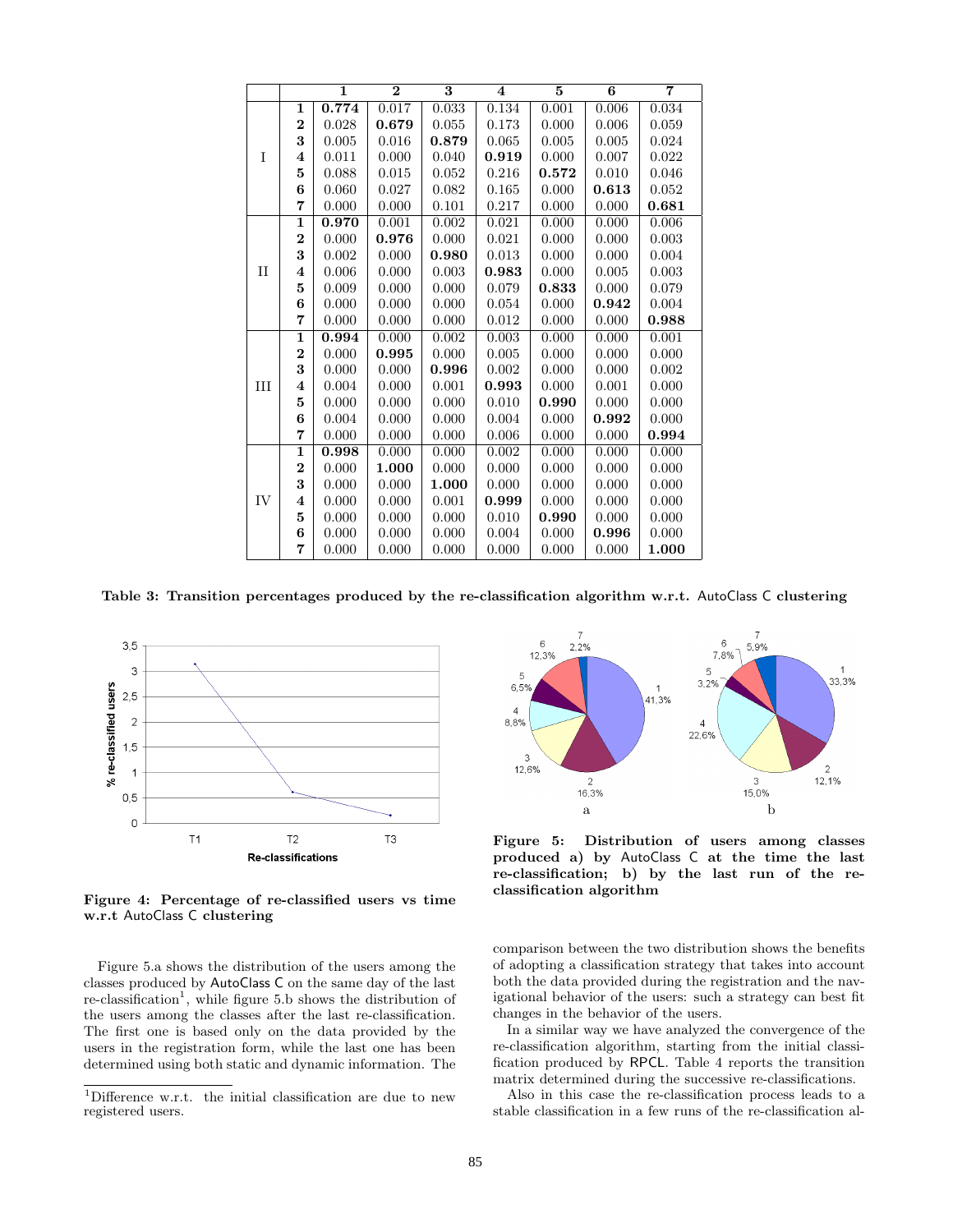| | | 1 | 2 | 3 | 4 | 5 | 6 | 7 |
|---|---|---|---|---|---|---|---|---|
| I | **1** | **0.774** | 0.017 | 0.033 | 0.134 | 0.001 | 0.006 | 0.034 |
| | **2** | 0.028 | **0.679** | 0.055 | 0.173 | 0.000 | 0.006 | 0.059 |
| | **3** | 0.005 | 0.016 | **0.879** | 0.065 | 0.005 | 0.005 | 0.024 |
| | **4** | 0.011 | 0.000 | 0.040 | **0.919** | 0.000 | 0.007 | 0.022 |
| | **5** | 0.088 | 0.015 | 0.052 | 0.216 | **0.572** | 0.010 | 0.046 |
| | **6** | 0.060 | 0.027 | 0.082 | 0.165 | 0.000 | **0.613** | 0.052 |
| | **7** | 0.000 | 0.000 | 0.101 | 0.217 | 0.000 | 0.000 | **0.681** |
| II | **1** | **0.970** | 0.001 | 0.002 | 0.021 | 0.000 | 0.000 | 0.006 |
| | **2** | 0.000 | **0.976** | 0.000 | 0.021 | 0.000 | 0.000 | 0.003 |
| | **3** | 0.002 | 0.000 | **0.980** | 0.013 | 0.000 | 0.000 | 0.004 |
| | **4** | 0.006 | 0.000 | 0.003 | **0.983** | 0.000 | 0.005 | 0.003 |
| | **5** | 0.009 | 0.000 | 0.000 | 0.079 | **0.833** | 0.000 | 0.079 |
| | **6** | 0.000 | 0.000 | 0.000 | 0.054 | 0.000 | **0.942** | 0.004 |
| | **7** | 0.000 | 0.000 | 0.000 | 0.012 | 0.000 | 0.000 | **0.988** |
| III | **1** | **0.994** | 0.000 | 0.002 | 0.003 | 0.000 | 0.000 | 0.001 |
| | **2** | 0.000 | **0.995** | 0.000 | 0.005 | 0.000 | 0.000 | 0.000 |
| | **3** | 0.000 | 0.000 | **0.996** | 0.002 | 0.000 | 0.000 | 0.002 |
| | **4** | 0.004 | 0.000 | 0.001 | **0.993** | 0.000 | 0.001 | 0.000 |
| | **5** | 0.000 | 0.000 | 0.000 | 0.010 | **0.990** | 0.000 | 0.000 |
| | **6** | 0.004 | 0.000 | 0.000 | 0.004 | 0.000 | **0.992** | 0.000 |
| | **7** | 0.000 | 0.000 | 0.000 | 0.006 | 0.000 | 0.000 | **0.994** |
| IV | **1** | **0.998** | 0.000 | 0.000 | 0.002 | 0.000 | 0.000 | 0.000 |
| | **2** | 0.000 | **1.000** | 0.000 | 0.000 | 0.000 | 0.000 | 0.000 |
| | **3** | 0.000 | 0.000 | **1.000** | 0.000 | 0.000 | 0.000 | 0.000 |
| | **4** | 0.000 | 0.000 | 0.001 | **0.999** | 0.000 | 0.000 | 0.000 |
| | **5** | 0.000 | 0.000 | 0.000 | 0.010 | **0.990** | 0.000 | 0.000 |
| | **6** | 0.000 | 0.000 | 0.000 | 0.004 | 0.000 | **0.996** | 0.000 |
| | **7** | 0.000 | 0.000 | 0.000 | 0.000 | 0.000 | 0.000 | **1.000** |

**Table 3: Transition percentages produced by the re-classification algorithm w.r.t. AutoClass C clustering**

% re-classified users
3,5
3
2,5
2
1,5
1
0,5
0
T1
T2
T3
Re-classifications

**Figure 4: Percentage of re-classified users vs time w.r.t AutoClass C clustering**

a
1 41,3%
2 16,3%
3 12,6%
4 8,8%
5 6,5%
6 12,3%
7 2,2%

b
1 33,3%
2 12,1%
3 15,0%
4 22,6%
5 3,2%
6 7,8%
7 5,9%

**Figure 5: Distribution of users among classes produced a) by AutoClass C at the time the last re-classification; b) by the last run of the re-classification algorithm**

Figure 5.a shows the distribution of the users among the classes produced by AutoClass C on the same day of the last re-classification[1], while figure 5.b shows the distribution of the users among the classes after the last re-classification. The first one is based only on the data provided by the users in the registration form, while the last one has been determined using both static and dynamic information. The comparison between the two distribution shows the benefits of adopting a classification strategy that takes into account both the data provided during the registration and the navigational behavior of the users: such a strategy can best fit changes in the behavior of the users.

In a similar way we have analyzed the convergence of the re-classification algorithm, starting from the initial classification produced by RPCL. Table 4 reports the transition matrix determined during the successive re-classifications.

Also in this case the re-classification process leads to a stable classification in a few runs of the re-classification al-

[1] Difference w.r.t. the initial classification are due to new registered users.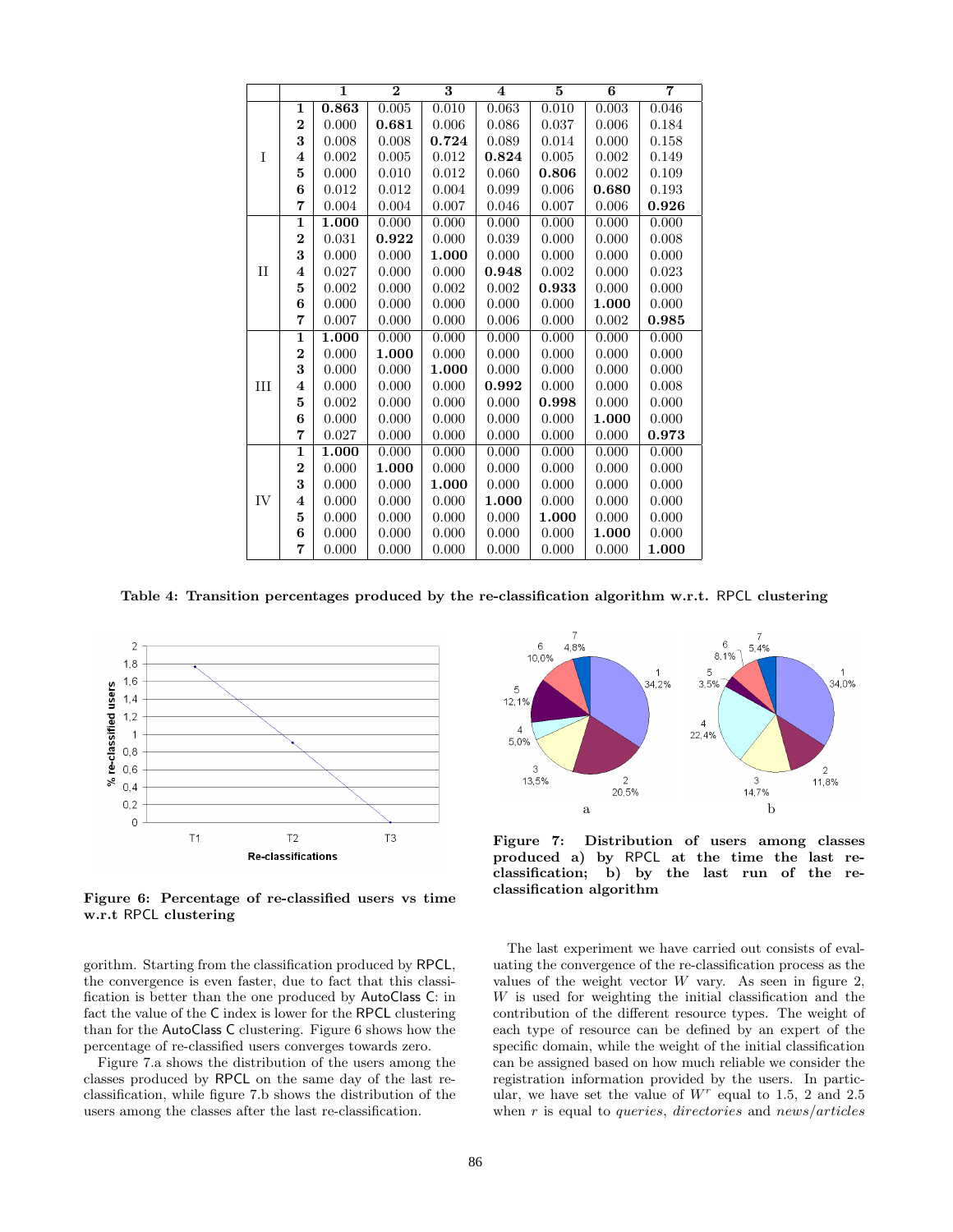| | | 1 | 2 | 3 | 4 | 5 | 6 | 7 |
|---|---|---|---|---|---|---|---|---|
| I | **1** | **0.863** | 0.005 | 0.010 | 0.063 | 0.010 | 0.003 | 0.046 |
| | **2** | 0.000 | **0.681** | 0.006 | 0.086 | 0.037 | 0.006 | 0.184 |
| | **3** | 0.008 | 0.008 | **0.724** | 0.089 | 0.014 | 0.000 | 0.158 |
| | **4** | 0.002 | 0.005 | 0.012 | **0.824** | 0.005 | 0.002 | 0.149 |
| | **5** | 0.000 | 0.010 | 0.012 | 0.060 | **0.806** | 0.002 | 0.109 |
| | **6** | 0.012 | 0.012 | 0.004 | 0.099 | 0.006 | **0.680** | 0.193 |
| | **7** | 0.004 | 0.004 | 0.007 | 0.046 | 0.007 | 0.006 | **0.926** |
| II | **1** | **1.000** | 0.000 | 0.000 | 0.000 | 0.000 | 0.000 | 0.000 |
| | **2** | 0.031 | **0.922** | 0.000 | 0.039 | 0.000 | 0.000 | 0.008 |
| | **3** | 0.000 | 0.000 | **1.000** | 0.000 | 0.000 | 0.000 | 0.000 |
| | **4** | 0.027 | 0.000 | 0.000 | **0.948** | 0.002 | 0.000 | 0.023 |
| | **5** | 0.002 | 0.000 | 0.002 | 0.002 | **0.933** | 0.000 | 0.000 |
| | **6** | 0.000 | 0.000 | 0.000 | 0.000 | 0.000 | **1.000** | 0.000 |
| | **7** | 0.007 | 0.000 | 0.000 | 0.006 | 0.000 | 0.002 | **0.985** |
| III | **1** | **1.000** | 0.000 | 0.000 | 0.000 | 0.000 | 0.000 | 0.000 |
| | **2** | 0.000 | **1.000** | 0.000 | 0.000 | 0.000 | 0.000 | 0.000 |
| | **3** | 0.000 | 0.000 | **1.000** | 0.000 | 0.000 | 0.000 | 0.000 |
| | **4** | 0.000 | 0.000 | 0.000 | **0.992** | 0.000 | 0.000 | 0.008 |
| | **5** | 0.002 | 0.000 | 0.000 | 0.000 | **0.998** | 0.000 | 0.000 |
| | **6** | 0.000 | 0.000 | 0.000 | 0.000 | 0.000 | **1.000** | 0.000 |
| | **7** | 0.027 | 0.000 | 0.000 | 0.000 | 0.000 | 0.000 | **0.973** |
| IV | **1** | **1.000** | 0.000 | 0.000 | 0.000 | 0.000 | 0.000 | 0.000 |
| | **2** | 0.000 | **1.000** | 0.000 | 0.000 | 0.000 | 0.000 | 0.000 |
| | **3** | 0.000 | 0.000 | **1.000** | 0.000 | 0.000 | 0.000 | 0.000 |
| | **4** | 0.000 | 0.000 | 0.000 | **1.000** | 0.000 | 0.000 | 0.000 |
| | **5** | 0.000 | 0.000 | 0.000 | 0.000 | **1.000** | 0.000 | 0.000 |
| | **6** | 0.000 | 0.000 | 0.000 | 0.000 | 0.000 | **1.000** | 0.000 |
| | **7** | 0.000 | 0.000 | 0.000 | 0.000 | 0.000 | 0.000 | **1.000** |

**Table 4: Transition percentages produced by the re-classification algorithm w.r.t. RPCL clustering**

% re-classified users

2
1,8
1,6
1,4
1,2
1
0,8
0,6
0,4
0,2
0

T1
T2
T3

Re-classifications

**Figure 6: Percentage of re-classified users vs time w.r.t RPCL clustering**

a

1 34,2%
2 20,5%
3 13,5%
4 5,0%
5 12,1%
6 10,0%
7 4,8%

b

1 34,0%
2 11,8%
3 14,7%
4 22,4%
5 3,5%
6 8,1%
7 5,4%

**Figure 7: Distribution of users among classes produced a) by RPCL at the time the last re-classification; b) by the last run of the re-classification algorithm**

gorithm. Starting from the classification produced by RPCL, the convergence is even faster, due to fact that this classification is better than the one produced by AutoClass C: in fact the value of the C index is lower for the RPCL clustering than for the AutoClass C clustering. Figure 6 shows how the percentage of re-classified users converges towards zero.

Figure 7.a shows the distribution of the users among the classes produced by RPCL on the same day of the last re-classification, while figure 7.b shows the distribution of the users among the classes after the last re-classification.

The last experiment we have carried out consists of evaluating the convergence of the re-classification process as the values of the weight vector $W$ vary. As seen in figure 2, $W$ is used for weighting the initial classification and the contribution of the different resource types. The weight of each type of resource can be defined by an expert of the specific domain, while the weight of the initial classification can be assigned based on how much reliable we consider the registration information provided by the users. In particular, we have set the value of $W^r$ equal to 1.5, 2 and 2.5 when $r$ is equal to *queries*, *directories* and *news/articles*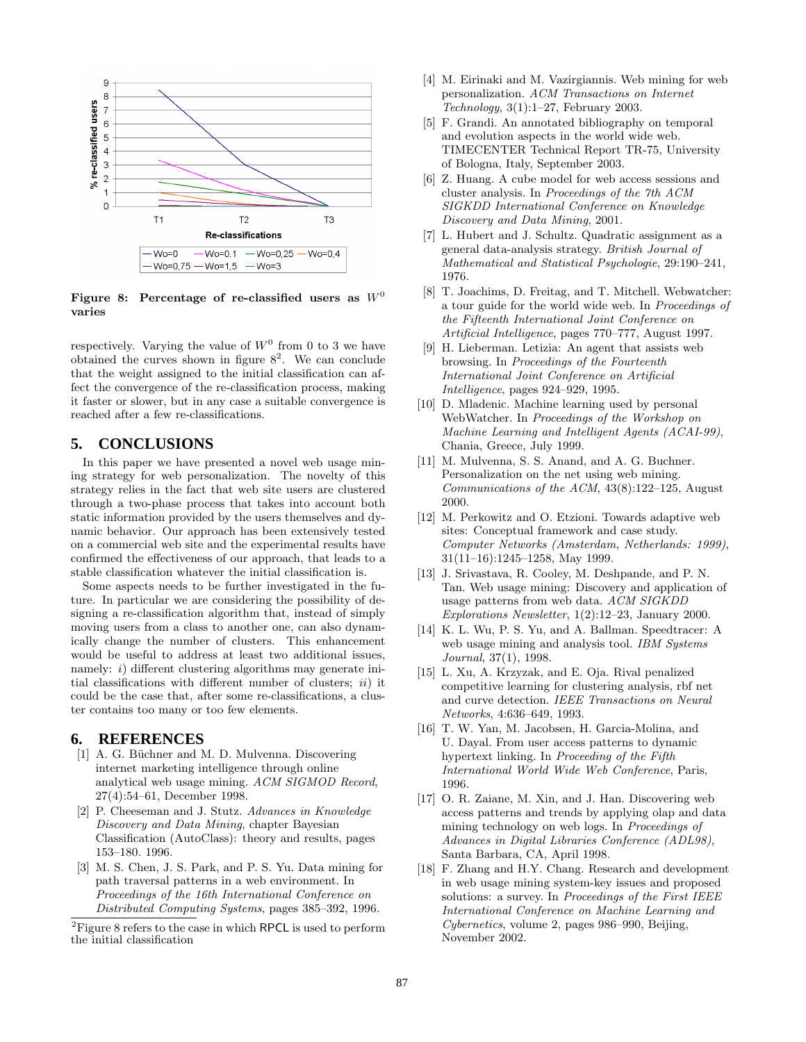9
8
7
6
5
4
3
2
1
0

% re-classified users

T1
T2
T3

Re-classifications

— Wo=0 — Wo=0.1 — Wo=0,25 — Wo=0,4
— Wo=0,75 — Wo=1,5 — Wo=3

**Figure 8: Percentage of re-classified users as $W^0$ varies**

respectively. Varying the value of $W^0$ from 0 to 3 we have obtained the curves shown in figure 8[2]. We can conclude that the weight assigned to the initial classification can affect the convergence of the re-classification process, making it faster or slower, but in any case a suitable convergence is reached after a few re-classifications.

## 5. CONCLUSIONS

In this paper we have presented a novel web usage mining strategy for web personalization. The novelty of this strategy relies in the fact that web site users are clustered through a two-phase process that takes into account both static information provided by the users themselves and dynamic behavior. Our approach has been extensively tested on a commercial web site and the experimental results have confirmed the effectiveness of our approach, that leads to a stable classification whatever the initial classification is.

Some aspects needs to be further investigated in the future. In particular we are considering the possibility of designing a re-classification algorithm that, instead of simply moving users from a class to another one, can also dynamically change the number of clusters. This enhancement would be useful to address at least two additional issues, namely: *i*) different clustering algorithms may generate initial classifications with different number of clusters; *ii*) it could be the case that, after some re-classifications, a cluster contains too many or too few elements.

## 6. REFERENCES

[1] A. G. Büchner and M. D. Mulvenna. Discovering internet marketing intelligence through online analytical web usage mining. *ACM SIGMOD Record*, 27(4):54–61, December 1998.

[2] P. Cheeseman and J. Stutz. *Advances in Knowledge Discovery and Data Mining*, chapter Bayesian Classification (AutoClass): theory and results, pages 153–180. 1996.

[3] M. S. Chen, J. S. Park, and P. S. Yu. Data mining for path traversal patterns in a web environment. In *Proceedings of the 16th International Conference on Distributed Computing Systems*, pages 385–392, 1996.

[4] M. Eirinaki and M. Vazirgiannis. Web mining for web personalization. *ACM Transactions on Internet Technology*, 3(1):1–27, February 2003.

[5] F. Grandi. An annotated bibliography on temporal and evolution aspects in the world wide web. TIMECENTER Technical Report TR-75, University of Bologna, Italy, September 2003.

[6] Z. Huang. A cube model for web access sessions and cluster analysis. In *Proceedings of the 7th ACM SIGKDD International Conference on Knowledge Discovery and Data Mining*, 2001.

[7] L. Hubert and J. Schultz. Quadratic assignment as a general data-analysis strategy. *British Journal of Mathematical and Statistical Psychologie*, 29:190–241, 1976.

[8] T. Joachims, D. Freitag, and T. Mitchell. Webwatcher: a tour guide for the world wide web. In *Proceedings of the Fifteenth International Joint Conference on Artificial Intelligence*, pages 770–777, August 1997.

[9] H. Lieberman. Letizia: An agent that assists web browsing. In *Proceedings of the Fourteenth International Joint Conference on Artificial Intelligence*, pages 924–929, 1995.

[10] D. Mladenic. Machine learning used by personal WebWatcher. In *Proceedings of the Workshop on Machine Learning and Intelligent Agents (ACAI-99)*, Chania, Greece, July 1999.

[11] M. Mulvenna, S. S. Anand, and A. G. Buchner. Personalization on the net using web mining. *Communications of the ACM*, 43(8):122–125, August 2000.

[12] M. Perkowitz and O. Etzioni. Towards adaptive web sites: Conceptual framework and case study. *Computer Networks (Amsterdam, Netherlands: 1999)*, 31(11–16):1245–1258, May 1999.

[13] J. Srivastava, R. Cooley, M. Deshpande, and P. N. Tan. Web usage mining: Discovery and application of usage patterns from web data. *ACM SIGKDD Explorations Newsletter*, 1(2):12–23, January 2000.

[14] K. L. Wu, P. S. Yu, and A. Ballman. Speedtracer: A web usage mining and analysis tool. *IBM Systems Journal*, 37(1), 1998.

[15] L. Xu, A. Krzyzak, and E. Oja. Rival penalized competitive learning for clustering analysis, rbf net and curve detection. *IEEE Transactions on Neural Networks*, 4:636–649, 1993.

[16] T. W. Yan, M. Jacobsen, H. Garcia-Molina, and U. Dayal. From user access patterns to dynamic hypertext linking. In *Proceeding of the Fifth International World Wide Web Conference*, Paris, 1996.

[17] O. R. Zaiane, M. Xin, and J. Han. Discovering web access patterns and trends by applying olap and data mining technology on web logs. In *Proceedings of Advances in Digital Libraries Conference (ADL98)*, Santa Barbara, CA, April 1998.

[18] F. Zhang and H.Y. Chang. Research and development in web usage mining system-key issues and proposed solutions: a survey. In *Proceedings of the First IEEE International Conference on Machine Learning and Cybernetics*, volume 2, pages 986–990, Beijing, November 2002.

[2] Figure 8 refers to the case in which RPCL is used to perform the initial classification